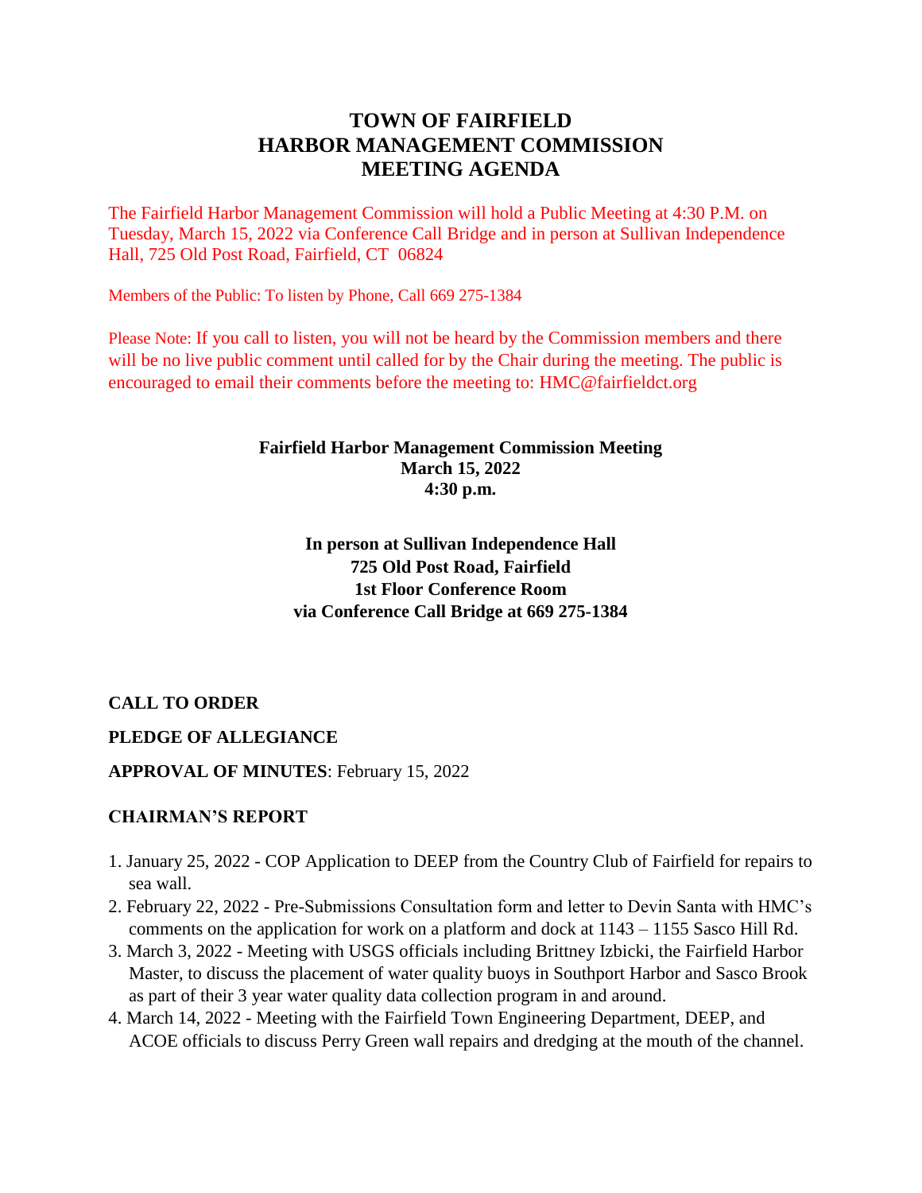# TOWN OF FAIRFIELD
# HARBOR MANAGEMENT COMMISSION
# MEETING AGENDA

The Fairfield Harbor Management Commission will hold a Public Meeting at 4:30 P.M. on Tuesday, March 15, 2022 via Conference Call Bridge and in person at Sullivan Independence Hall, 725 Old Post Road, Fairfield, CT 06824

Members of the Public: To listen by Phone, Call 669 275-1384

Please Note: If you call to listen, you will not be heard by the Commission members and there will be no live public comment until called for by the Chair during the meeting. The public is encouraged to email their comments before the meeting to: HMC@fairfieldct.org

**Fairfield Harbor Management Commission Meeting**
**March 15, 2022**
**4:30 p.m.**

**In person at Sullivan Independence Hall**
**725 Old Post Road, Fairfield**
**1st Floor Conference Room**
**via Conference Call Bridge at 669 275-1384**

**CALL TO ORDER**

**PLEDGE OF ALLEGIANCE**

**APPROVAL OF MINUTES**: February 15, 2022

**CHAIRMAN'S REPORT**

1. January 25, 2022 - COP Application to DEEP from the Country Club of Fairfield for repairs to sea wall.
2. February 22, 2022 - Pre-Submissions Consultation form and letter to Devin Santa with HMC's comments on the application for work on a platform and dock at 1143 – 1155 Sasco Hill Rd.
3. March 3, 2022 - Meeting with USGS officials including Brittney Izbicki, the Fairfield Harbor Master, to discuss the placement of water quality buoys in Southport Harbor and Sasco Brook as part of their 3 year water quality data collection program in and around.
4. March 14, 2022 - Meeting with the Fairfield Town Engineering Department, DEEP, and ACOE officials to discuss Perry Green wall repairs and dredging at the mouth of the channel.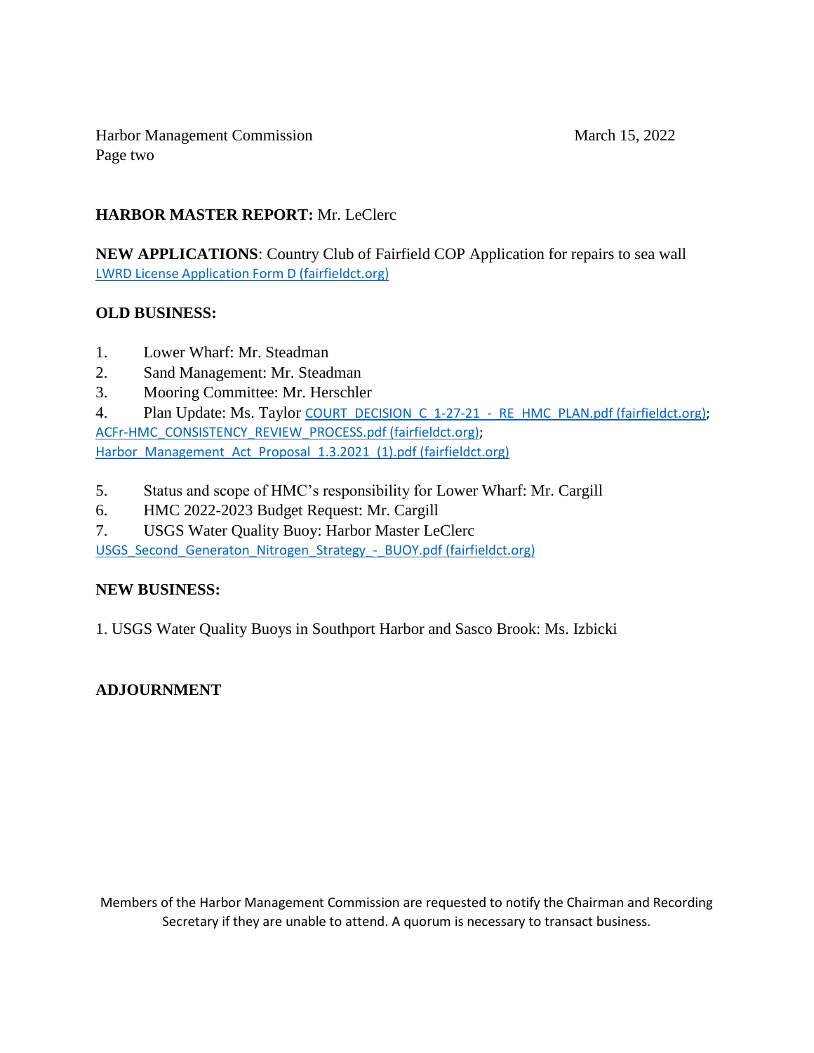**HARBOR MASTER REPORT:** Mr. LeClerc

**NEW APPLICATIONS**: Country Club of Fairfield COP Application for repairs to sea wall
LWRD License Application Form D (fairfieldct.org)

**OLD BUSINESS:**

1. Lower Wharf: Mr. Steadman
2. Sand Management: Mr. Steadman
3. Mooring Committee: Mr. Herschler
4. Plan Update: Ms. Taylor COURT_DECISION_C_1-27-21_-_RE_HMC_PLAN.pdf (fairfieldct.org); ACFr-HMC_CONSISTENCY_REVIEW_PROCESS.pdf (fairfieldct.org); Harbor_Management_Act_Proposal_1.3.2021_(1).pdf (fairfieldct.org)
5. Status and scope of HMC's responsibility for Lower Wharf: Mr. Cargill
6. HMC 2022-2023 Budget Request: Mr. Cargill
7. USGS Water Quality Buoy: Harbor Master LeClerc
USGS_Second_Generaton_Nitrogen_Strategy_-_BUOY.pdf (fairfieldct.org)

**NEW BUSINESS:**

1. USGS Water Quality Buoys in Southport Harbor and Sasco Brook: Ms. Izbicki

**ADJOURNMENT**

Members of the Harbor Management Commission are requested to notify the Chairman and Recording Secretary if they are unable to attend. A quorum is necessary to transact business.